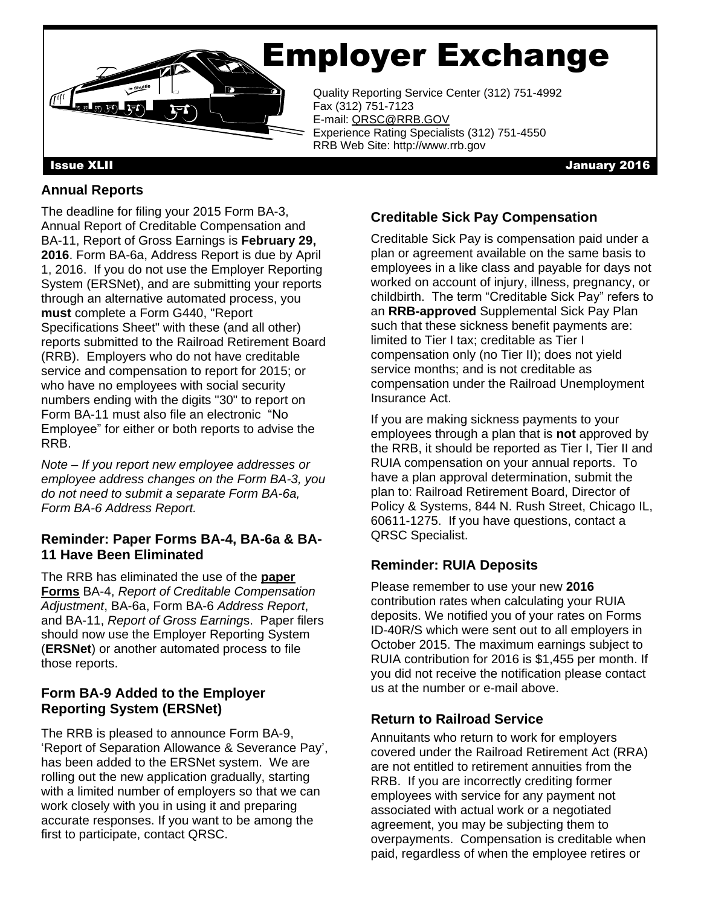# Employer Exchange

Quality Reporting Service Center (312) 751-4992
Fax (312) 751-7123
E-mail: QRSC@RRB.GOV
Experience Rating Specialists (312) 751-4550
RRB Web Site: http://www.rrb.gov

**Issue XLII** **January 2016**

## Annual Reports

The deadline for filing your 2015 Form BA-3, Annual Report of Creditable Compensation and BA-11, Report of Gross Earnings is **February 29, 2016**. Form BA-6a, Address Report is due by April 1, 2016. If you do not use the Employer Reporting System (ERSNet), and are submitting your reports through an alternative automated process, you **must** complete a Form G440, "Report Specifications Sheet" with these (and all other) reports submitted to the Railroad Retirement Board (RRB). Employers who do not have creditable service and compensation to report for 2015; or who have no employees with social security numbers ending with the digits "30" to report on Form BA-11 must also file an electronic "No Employee" for either or both reports to advise the RRB.

*Note – If you report new employee addresses or employee address changes on the Form BA-3, you do not need to submit a separate Form BA-6a, Form BA-6 Address Report.*

## Reminder: Paper Forms BA-4, BA-6a & BA-11 Have Been Eliminated

The RRB has eliminated the use of the **paper Forms** BA-4, *Report of Creditable Compensation Adjustment*, BA-6a, Form BA-6 *Address Report*, and BA-11, *Report of Gross Earnings*. Paper filers should now use the Employer Reporting System (**ERSNet**) or another automated process to file those reports.

## Form BA-9 Added to the Employer Reporting System (ERSNet)

The RRB is pleased to announce Form BA-9, 'Report of Separation Allowance & Severance Pay', has been added to the ERSNet system. We are rolling out the new application gradually, starting with a limited number of employers so that we can work closely with you in using it and preparing accurate responses. If you want to be among the first to participate, contact QRSC.

## Creditable Sick Pay Compensation

Creditable Sick Pay is compensation paid under a plan or agreement available on the same basis to employees in a like class and payable for days not worked on account of injury, illness, pregnancy, or childbirth. The term "Creditable Sick Pay" refers to an **RRB-approved** Supplemental Sick Pay Plan such that these sickness benefit payments are: limited to Tier I tax; creditable as Tier I compensation only (no Tier II); does not yield service months; and is not creditable as compensation under the Railroad Unemployment Insurance Act.

If you are making sickness payments to your employees through a plan that is **not** approved by the RRB, it should be reported as Tier I, Tier II and RUIA compensation on your annual reports. To have a plan approval determination, submit the plan to: Railroad Retirement Board, Director of Policy & Systems, 844 N. Rush Street, Chicago IL, 60611-1275. If you have questions, contact a QRSC Specialist.

## Reminder: RUIA Deposits

Please remember to use your new **2016** contribution rates when calculating your RUIA deposits. We notified you of your rates on Forms ID-40R/S which were sent out to all employers in October 2015. The maximum earnings subject to RUIA contribution for 2016 is $1,455 per month. If you did not receive the notification please contact us at the number or e-mail above.

## Return to Railroad Service

Annuitants who return to work for employers covered under the Railroad Retirement Act (RRA) are not entitled to retirement annuities from the RRB. If you are incorrectly crediting former employees with service for any payment not associated with actual work or a negotiated agreement, you may be subjecting them to overpayments. Compensation is creditable when paid, regardless of when the employee retires or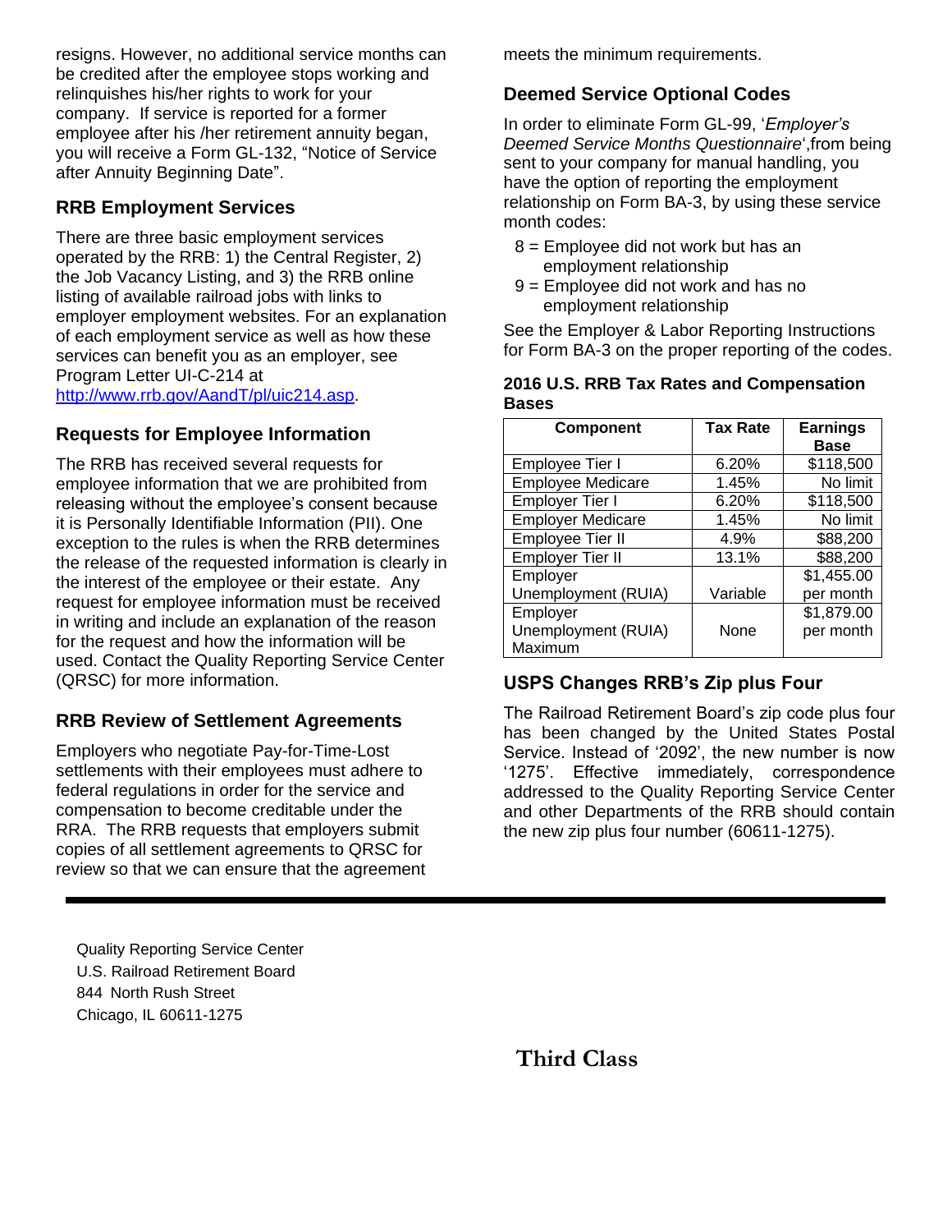resigns. However, no additional service months can be credited after the employee stops working and relinquishes his/her rights to work for your company. If service is reported for a former employee after his /her retirement annuity began, you will receive a Form GL-132, "Notice of Service after Annuity Beginning Date".

### RRB Employment Services

There are three basic employment services operated by the RRB: 1) the Central Register, 2) the Job Vacancy Listing, and 3) the RRB online listing of available railroad jobs with links to employer employment websites. For an explanation of each employment service as well as how these services can benefit you as an employer, see Program Letter UI-C-214 at http://www.rrb.gov/AandT/pl/uic214.asp.

### Requests for Employee Information

The RRB has received several requests for employee information that we are prohibited from releasing without the employee's consent because it is Personally Identifiable Information (PII). One exception to the rules is when the RRB determines the release of the requested information is clearly in the interest of the employee or their estate. Any request for employee information must be received in writing and include an explanation of the reason for the request and how the information will be used. Contact the Quality Reporting Service Center (QRSC) for more information.

### RRB Review of Settlement Agreements

Employers who negotiate Pay-for-Time-Lost settlements with their employees must adhere to federal regulations in order for the service and compensation to become creditable under the RRA. The RRB requests that employers submit copies of all settlement agreements to QRSC for review so that we can ensure that the agreement meets the minimum requirements.

### Deemed Service Optional Codes

In order to eliminate Form GL-99, '*Employer's Deemed Service Months Questionnaire*',from being sent to your company for manual handling, you have the option of reporting the employment relationship on Form BA-3, by using these service month codes:

8 = Employee did not work but has an employment relationship
9 = Employee did not work and has no employment relationship

See the Employer & Labor Reporting Instructions for Form BA-3 on the proper reporting of the codes.

**2016 U.S. RRB Tax Rates and Compensation Bases**

| Component | Tax Rate | Earnings Base |
|---|---|---|
| Employee Tier I | 6.20% | $118,500 |
| Employee Medicare | 1.45% | No limit |
| Employer Tier I | 6.20% | $118,500 |
| Employer Medicare | 1.45% | No limit |
| Employee Tier II | 4.9% | $88,200 |
| Employer Tier II | 13.1% | $88,200 |
| Employer Unemployment (RUIA) | Variable | $1,455.00 per month |
| Employer Unemployment (RUIA) Maximum | None | $1,879.00 per month |

### USPS Changes RRB's Zip plus Four

The Railroad Retirement Board's zip code plus four has been changed by the United States Postal Service. Instead of '2092', the new number is now '1275'. Effective immediately, correspondence addressed to the Quality Reporting Service Center and other Departments of the RRB should contain the new zip plus four number (60611-1275).

---

Quality Reporting Service Center
U.S. Railroad Retirement Board
844 North Rush Street
Chicago, IL 60611-1275

**Third Class**